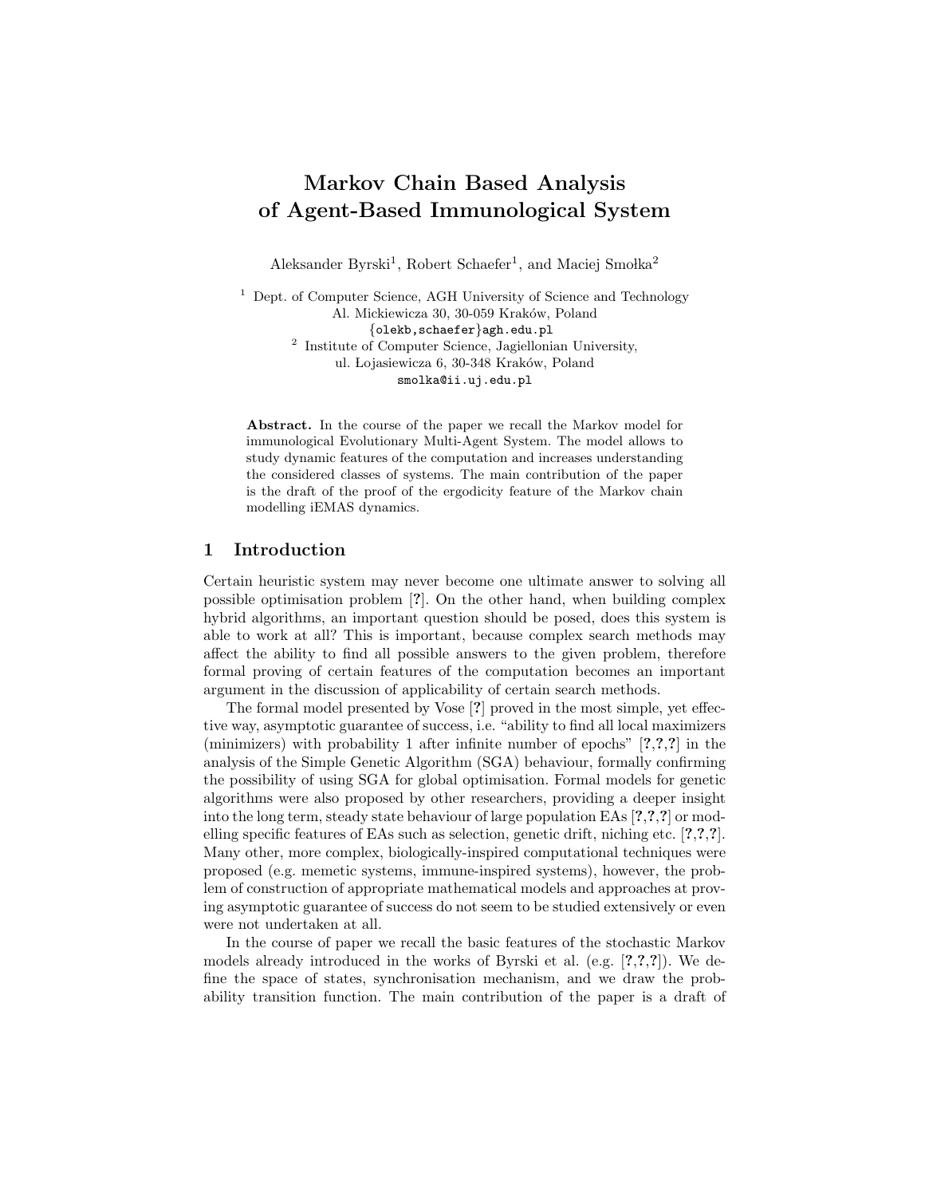# Markov Chain Based Analysis of Agent-Based Immunological System

Aleksander Byrski[1], Robert Schaefer[1], and Maciej Smołka[2]

[1] Dept. of Computer Science, AGH University of Science and Technology
Al. Mickiewicza 30, 30-059 Kraków, Poland
{olekb,schaefer}agh.edu.pl

[2] Institute of Computer Science, Jagiellonian University,
ul. Łojasiewicza 6, 30-348 Kraków, Poland
smolka@ii.uj.edu.pl

**Abstract.** In the course of the paper we recall the Markov model for immunological Evolutionary Multi-Agent System. The model allows to study dynamic features of the computation and increases understanding the considered classes of systems. The main contribution of the paper is the draft of the proof of the ergodicity feature of the Markov chain modelling iEMAS dynamics.

## 1 Introduction

Certain heuristic system may never become one ultimate answer to solving all possible optimisation problem [?]. On the other hand, when building complex hybrid algorithms, an important question should be posed, does this system is able to work at all? This is important, because complex search methods may affect the ability to find all possible answers to the given problem, therefore formal proving of certain features of the computation becomes an important argument in the discussion of applicability of certain search methods.

The formal model presented by Vose [?] proved in the most simple, yet effective way, asymptotic guarantee of success, i.e. "ability to find all local maximizers (minimizers) with probability 1 after infinite number of epochs" [?,?,?] in the analysis of the Simple Genetic Algorithm (SGA) behaviour, formally confirming the possibility of using SGA for global optimisation. Formal models for genetic algorithms were also proposed by other researchers, providing a deeper insight into the long term, steady state behaviour of large population EAs [?,?,?] or modelling specific features of EAs such as selection, genetic drift, niching etc. [?,?,?]. Many other, more complex, biologically-inspired computational techniques were proposed (e.g. memetic systems, immune-inspired systems), however, the problem of construction of appropriate mathematical models and approaches at proving asymptotic guarantee of success do not seem to be studied extensively or even were not undertaken at all.

In the course of paper we recall the basic features of the stochastic Markov models already introduced in the works of Byrski et al. (e.g. [?,?,?]). We define the space of states, synchronisation mechanism, and we draw the probability transition function. The main contribution of the paper is a draft of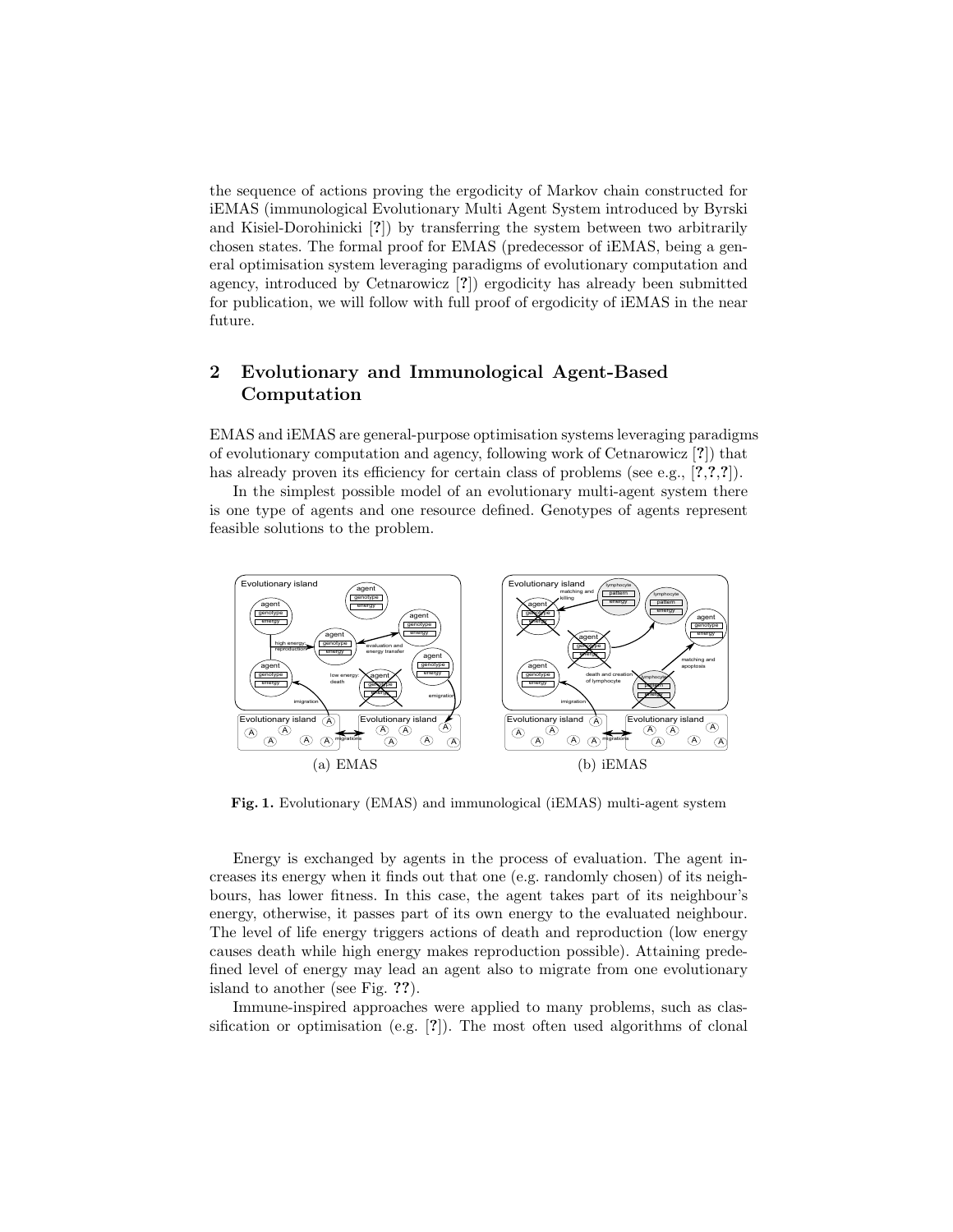the sequence of actions proving the ergodicity of Markov chain constructed for iEMAS (immunological Evolutionary Multi Agent System introduced by Byrski and Kisiel-Dorohinicki [?]) by transferring the system between two arbitrarily chosen states. The formal proof for EMAS (predecessor of iEMAS, being a general optimisation system leveraging paradigms of evolutionary computation and agency, introduced by Cetnarowicz [?]) ergodicity has already been submitted for publication, we will follow with full proof of ergodicity of iEMAS in the near future.

## 2 Evolutionary and Immunological Agent-Based Computation

EMAS and iEMAS are general-purpose optimisation systems leveraging paradigms of evolutionary computation and agency, following work of Cetnarowicz [?]) that has already proven its efficiency for certain class of problems (see e.g., [?,?,?]).

In the simplest possible model of an evolutionary multi-agent system there is one type of agents and one resource defined. Genotypes of agents represent feasible solutions to the problem.

(a) EMAS (b) iEMAS

**Fig. 1.** Evolutionary (EMAS) and immunological (iEMAS) multi-agent system

Energy is exchanged by agents in the process of evaluation. The agent increases its energy when it finds out that one (e.g. randomly chosen) of its neighbours, has lower fitness. In this case, the agent takes part of its neighbour's energy, otherwise, it passes part of its own energy to the evaluated neighbour. The level of life energy triggers actions of death and reproduction (low energy causes death while high energy makes reproduction possible). Attaining predefined level of energy may lead an agent also to migrate from one evolutionary island to another (see Fig. ??).

Immune-inspired approaches were applied to many problems, such as classification or optimisation (e.g. [?]). The most often used algorithms of clonal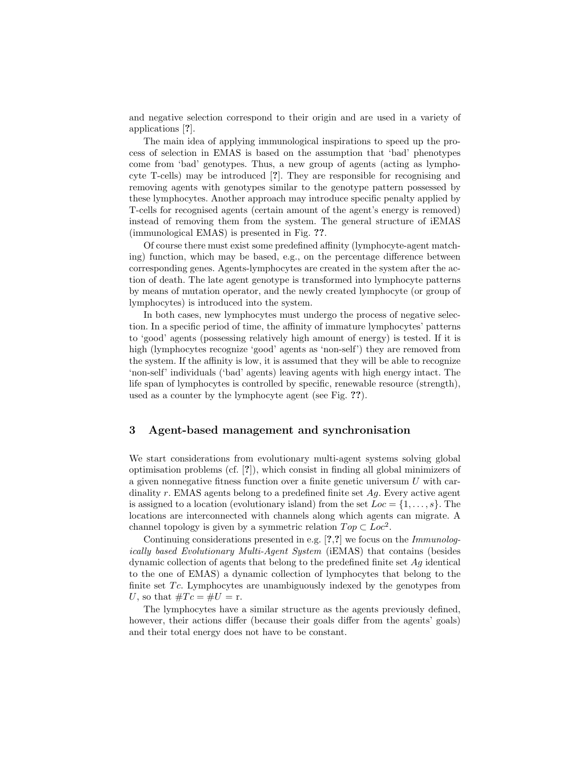and negative selection correspond to their origin and are used in a variety of applications [**?**].

The main idea of applying immunological inspirations to speed up the process of selection in EMAS is based on the assumption that 'bad' phenotypes come from 'bad' genotypes. Thus, a new group of agents (acting as lymphocyte T-cells) may be introduced [**?**]. They are responsible for recognising and removing agents with genotypes similar to the genotype pattern possessed by these lymphocytes. Another approach may introduce specific penalty applied by T-cells for recognised agents (certain amount of the agent's energy is removed) instead of removing them from the system. The general structure of iEMAS (immunological EMAS) is presented in Fig. **??**.

Of course there must exist some predefined affinity (lymphocyte-agent matching) function, which may be based, e.g., on the percentage difference between corresponding genes. Agents-lymphocytes are created in the system after the action of death. The late agent genotype is transformed into lymphocyte patterns by means of mutation operator, and the newly created lymphocyte (or group of lymphocytes) is introduced into the system.

In both cases, new lymphocytes must undergo the process of negative selection. In a specific period of time, the affinity of immature lymphocytes' patterns to 'good' agents (possessing relatively high amount of energy) is tested. If it is high (lymphocytes recognize 'good' agents as 'non-self') they are removed from the system. If the affinity is low, it is assumed that they will be able to recognize 'non-self' individuals ('bad' agents) leaving agents with high energy intact. The life span of lymphocytes is controlled by specific, renewable resource (strength), used as a counter by the lymphocyte agent (see Fig. **??**).

## 3 Agent-based management and synchronisation

We start considerations from evolutionary multi-agent systems solving global optimisation problems (cf. [**?**]), which consist in finding all global minimizers of a given nonnegative fitness function over a finite genetic universum $U$ with cardinality $r$. EMAS agents belong to a predefined finite set $Ag$. Every active agent is assigned to a location (evolutionary island) from the set $Loc = \{1, \ldots, s\}$. The locations are interconnected with channels along which agents can migrate. A channel topology is given by a symmetric relation $Top \subset Loc^2$.

Continuing considerations presented in e.g. [**?**,**?**] we focus on the *Immunologically based Evolutionary Multi-Agent System* (iEMAS) that contains (besides dynamic collection of agents that belong to the predefined finite set $Ag$ identical to the one of EMAS) a dynamic collection of lymphocytes that belong to the finite set $Tc$. Lymphocytes are unambiguously indexed by the genotypes from $U$, so that $\#Tc = \#U =$ r.

The lymphocytes have a similar structure as the agents previously defined, however, their actions differ (because their goals differ from the agents' goals) and their total energy does not have to be constant.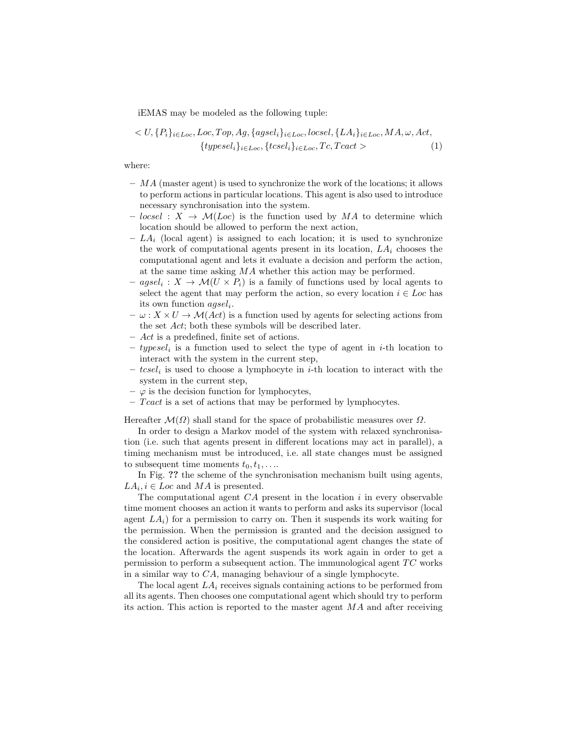iEMAS may be modeled as the following tuple:

$$< U, \{P_i\}_{i \in Loc}, Loc, Top, Ag, \{agsel_i\}_{i \in Loc}, locsel, \{LA_i\}_{i \in Loc}, MA, \omega, Act, \\ \{typesel_i\}_{i \in Loc}, \{tcsel_i\}_{i \in Loc}, Tc, Tcact > \quad (1)$$

where:

- $MA$ (master agent) is used to synchronize the work of the locations; it allows to perform actions in particular locations. This agent is also used to introduce necessary synchronisation into the system.
- $locsel : X \to \mathcal{M}(Loc)$ is the function used by $MA$ to determine which location should be allowed to perform the next action,
- $LA_i$ (local agent) is assigned to each location; it is used to synchronize the work of computational agents present in its location, $LA_i$ chooses the computational agent and lets it evaluate a decision and perform the action, at the same time asking $MA$ whether this action may be performed.
- $agsel_i : X \to \mathcal{M}(U \times P_i)$ is a family of functions used by local agents to select the agent that may perform the action, so every location $i \in Loc$ has its own function $agsel_i$.
- $\omega : X \times U \to \mathcal{M}(Act)$ is a function used by agents for selecting actions from the set $Act$; both these symbols will be described later.
- $Act$ is a predefined, finite set of actions.
- $typesel_i$ is a function used to select the type of agent in $i$-th location to interact with the system in the current step,
- $tcsel_i$ is used to choose a lymphocyte in $i$-th location to interact with the system in the current step,
- $\varphi$ is the decision function for lymphocytes,
- $Tcact$ is a set of actions that may be performed by lymphocytes.

Hereafter $\mathcal{M}(\Omega)$ shall stand for the space of probabilistic measures over $\Omega$.

In order to design a Markov model of the system with relaxed synchronisation (i.e. such that agents present in different locations may act in parallel), a timing mechanism must be introduced, i.e. all state changes must be assigned to subsequent time moments $t_0, t_1, \ldots$.

In Fig. **??** the scheme of the synchronisation mechanism built using agents, $LA_i, i \in Loc$ and $MA$ is presented.

The computational agent $CA$ present in the location $i$ in every observable time moment chooses an action it wants to perform and asks its supervisor (local agent $LA_i$) for a permission to carry on. Then it suspends its work waiting for the permission. When the permission is granted and the decision assigned to the considered action is positive, the computational agent changes the state of the location. Afterwards the agent suspends its work again in order to get a permission to perform a subsequent action. The immunological agent $TC$ works in a similar way to $CA$, managing behaviour of a single lymphocyte.

The local agent $LA_i$ receives signals containing actions to be performed from all its agents. Then chooses one computational agent which should try to perform its action. This action is reported to the master agent $MA$ and after receiving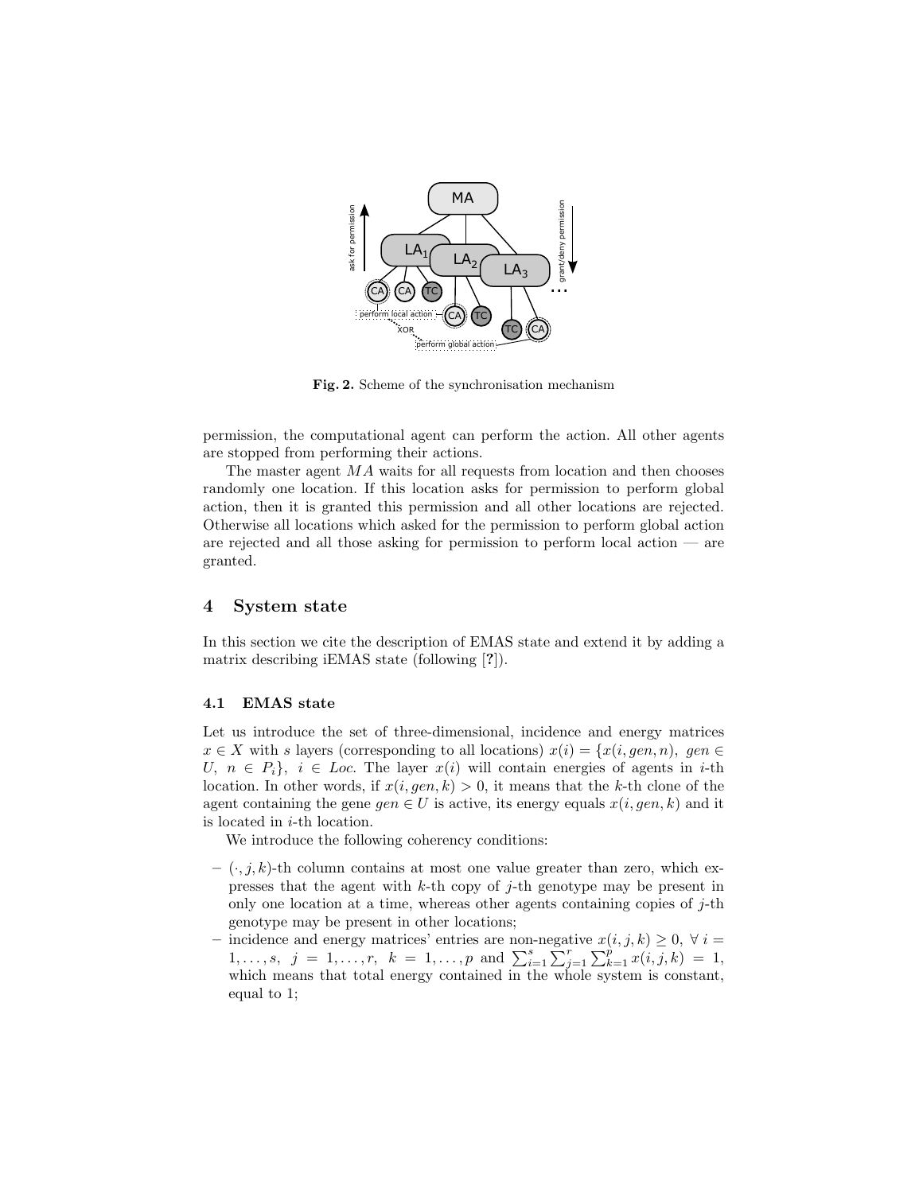**Fig. 2.** Scheme of the synchronisation mechanism

permission, the computational agent can perform the action. All other agents are stopped from performing their actions.

The master agent $MA$ waits for all requests from location and then chooses randomly one location. If this location asks for permission to perform global action, then it is granted this permission and all other locations are rejected. Otherwise all locations which asked for the permission to perform global action are rejected and all those asking for permission to perform local action — are granted.

## 4 System state

In this section we cite the description of EMAS state and extend it by adding a matrix describing iEMAS state (following [?]).

### 4.1 EMAS state

Let us introduce the set of three-dimensional, incidence and energy matrices $x \in X$ with $s$ layers (corresponding to all locations) $x(i) = \{x(i, gen, n),\ gen \in U,\ n \in P_i\},\ i \in Loc$. The layer $x(i)$ will contain energies of agents in $i$-th location. In other words, if $x(i, gen, k) > 0$, it means that the $k$-th clone of the agent containing the gene $gen \in U$ is active, its energy equals $x(i, gen, k)$ and it is located in $i$-th location.

We introduce the following coherency conditions:

- $(\cdot, j, k)$-th column contains at most one value greater than zero, which expresses that the agent with $k$-th copy of $j$-th genotype may be present in only one location at a time, whereas other agents containing copies of $j$-th genotype may be present in other locations;
- incidence and energy matrices' entries are non-negative $x(i, j, k) \geq 0,\ \forall\ i = 1, \ldots, s,\ j = 1, \ldots, r,\ k = 1, \ldots, p$ and $\sum_{i=1}^{s} \sum_{j=1}^{r} \sum_{k=1}^{p} x(i, j, k) = 1$, which means that total energy contained in the whole system is constant, equal to 1;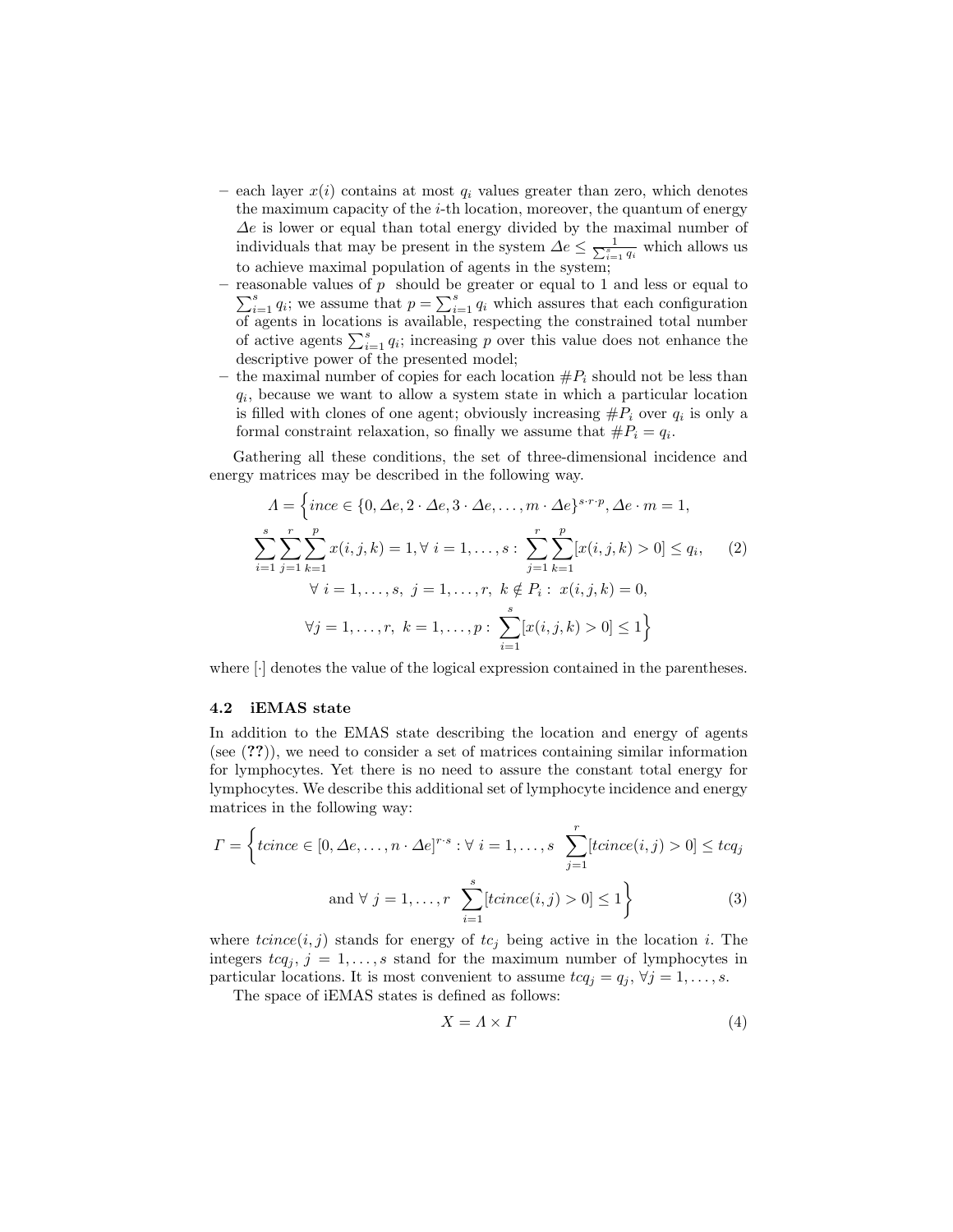- each layer $x(i)$ contains at most $q_i$ values greater than zero, which denotes the maximum capacity of the $i$-th location, moreover, the quantum of energy $\Delta e$ is lower or equal than total energy divided by the maximal number of individuals that may be present in the system $\Delta e \leq \frac{1}{\sum_{i=1}^{s} q_i}$ which allows us to achieve maximal population of agents in the system;
- reasonable values of $p$ should be greater or equal to 1 and less or equal to $\sum_{i=1}^{s} q_i$; we assume that $p = \sum_{i=1}^{s} q_i$ which assures that each configuration of agents in locations is available, respecting the constrained total number of active agents $\sum_{i=1}^{s} q_i$; increasing $p$ over this value does not enhance the descriptive power of the presented model;
- the maximal number of copies for each location $\#P_i$ should not be less than $q_i$, because we want to allow a system state in which a particular location is filled with clones of one agent; obviously increasing $\#P_i$ over $q_i$ is only a formal constraint relaxation, so finally we assume that $\#P_i = q_i$.

Gathering all these conditions, the set of three-dimensional incidence and energy matrices may be described in the following way.

$$\begin{aligned}
\Lambda = \Big\{ & ince \in \{0, \Delta e, 2 \cdot \Delta e, 3 \cdot \Delta e, \ldots, m \cdot \Delta e\}^{s \cdot r \cdot p}, \Delta e \cdot m = 1, \\
& \sum_{i=1}^{s} \sum_{j=1}^{r} \sum_{k=1}^{p} x(i,j,k) = 1, \forall\ i = 1, \ldots, s: \sum_{j=1}^{r} \sum_{k=1}^{p} [x(i,j,k) > 0] \leq q_i, \\
& \forall\ i = 1, \ldots, s,\ j = 1, \ldots, r,\ k \notin P_i: \ x(i,j,k) = 0, \\
& \forall j = 1, \ldots, r,\ k = 1, \ldots, p: \sum_{i=1}^{s} [x(i,j,k) > 0] \leq 1 \Big\}
\end{aligned} \tag{2}$$

where $[\cdot]$ denotes the value of the logical expression contained in the parentheses.

### 4.2 iEMAS state

In addition to the EMAS state describing the location and energy of agents (see (**??**)), we need to consider a set of matrices containing similar information for lymphocytes. Yet there is no need to assure the constant total energy for lymphocytes. We describe this additional set of lymphocyte incidence and energy matrices in the following way:

$$\begin{aligned}
\Gamma = \Big\{ & tcince \in [0, \Delta e, \ldots, n \cdot \Delta e]^{r \cdot s} : \forall\ i = 1, \ldots, s \ \ \sum_{j=1}^{r} [tcince(i,j) > 0] \leq tcq_j \\
& \text{and } \forall\ j = 1, \ldots, r \ \ \sum_{i=1}^{s} [tcince(i,j) > 0] \leq 1 \Big\}
\end{aligned} \tag{3}$$

where $tcince(i,j)$ stands for energy of $tc_j$ being active in the location $i$. The integers $tcq_j$, $j = 1, \ldots, s$ stand for the maximum number of lymphocytes in particular locations. It is most convenient to assume $tcq_j = q_j$, $\forall j = 1, \ldots, s$.

The space of iEMAS states is defined as follows:

$$X = \Lambda \times \Gamma \tag{4}$$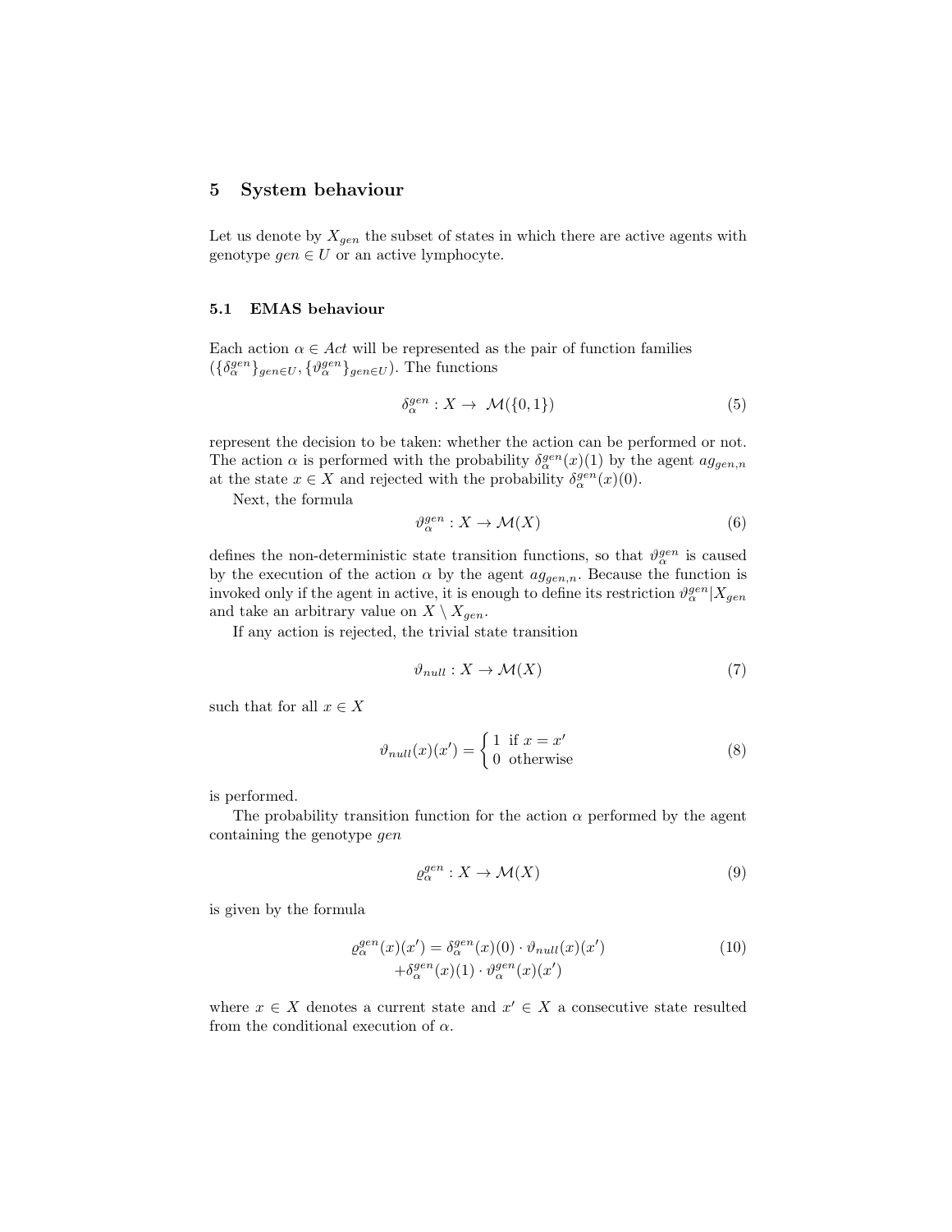## 5 System behaviour

Let us denote by $X_{gen}$ the subset of states in which there are active agents with genotype $gen \in U$ or an active lymphocyte.

### 5.1 EMAS behaviour

Each action $\alpha \in Act$ will be represented as the pair of function families $(\{\delta_{\alpha}^{gen}\}_{gen \in U}, \{\vartheta_{\alpha}^{gen}\}_{gen \in U})$. The functions

$$\delta_{\alpha}^{gen} : X \to \mathcal{M}(\{0, 1\}) \tag{5}$$

represent the decision to be taken: whether the action can be performed or not. The action $\alpha$ is performed with the probability $\delta_{\alpha}^{gen}(x)(1)$ by the agent $ag_{gen,n}$ at the state $x \in X$ and rejected with the probability $\delta_{\alpha}^{gen}(x)(0)$.

Next, the formula

$$\vartheta_{\alpha}^{gen} : X \to \mathcal{M}(X) \tag{6}$$

defines the non-deterministic state transition functions, so that $\vartheta_{\alpha}^{gen}$ is caused by the execution of the action $\alpha$ by the agent $ag_{gen,n}$. Because the function is invoked only if the agent in active, it is enough to define its restriction $\vartheta_{\alpha}^{gen}|X_{gen}$ and take an arbitrary value on $X \setminus X_{gen}$.

If any action is rejected, the trivial state transition

$$\vartheta_{null} : X \to \mathcal{M}(X) \tag{7}$$

such that for all $x \in X$

$$\vartheta_{null}(x)(x') = \begin{cases} 1 & \text{if } x = x' \\ 0 & \text{otherwise} \end{cases} \tag{8}$$

is performed.

The probability transition function for the action $\alpha$ performed by the agent containing the genotype $gen$

$$\varrho_{\alpha}^{gen} : X \to \mathcal{M}(X) \tag{9}$$

is given by the formula

$$\begin{aligned} \varrho_{\alpha}^{gen}(x)(x') = \delta_{\alpha}^{gen}(x)(0) \cdot \vartheta_{null}(x)(x') \\ + \delta_{\alpha}^{gen}(x)(1) \cdot \vartheta_{\alpha}^{gen}(x)(x') \end{aligned} \tag{10}$$

where $x \in X$ denotes a current state and $x' \in X$ a consecutive state resulted from the conditional execution of $\alpha$.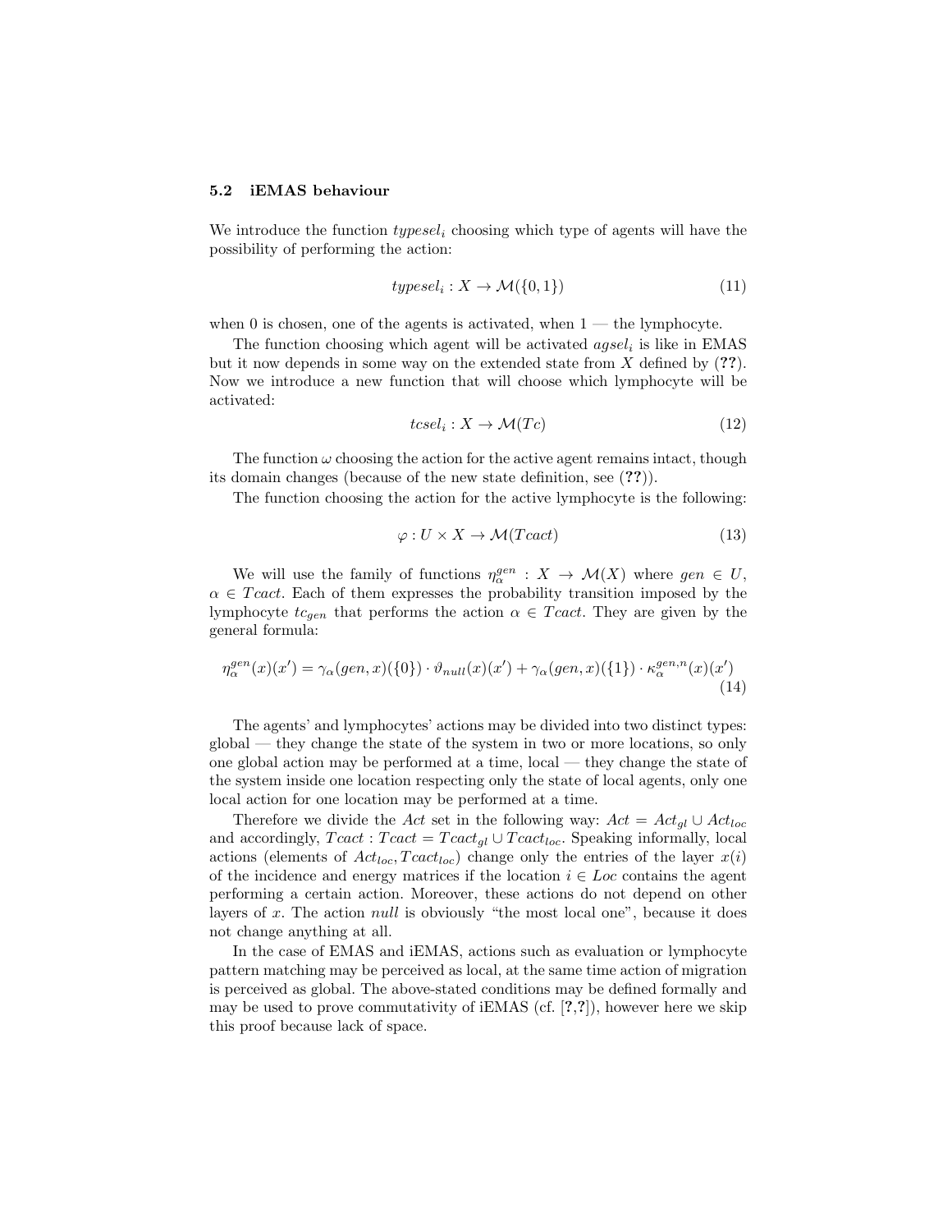### 5.2 iEMAS behaviour

We introduce the function $typesel_i$ choosing which type of agents will have the possibility of performing the action:

$$typesel_i : X \rightarrow \mathcal{M}(\{0, 1\}) \tag{11}$$

when 0 is chosen, one of the agents is activated, when 1 — the lymphocyte.

The function choosing which agent will be activated $agsel_i$ is like in EMAS but it now depends in some way on the extended state from $X$ defined by (**??**). Now we introduce a new function that will choose which lymphocyte will be activated:

$$tcsel_i : X \rightarrow \mathcal{M}(Tc) \tag{12}$$

The function $\omega$ choosing the action for the active agent remains intact, though its domain changes (because of the new state definition, see (**??**)).

The function choosing the action for the active lymphocyte is the following:

$$\varphi : U \times X \rightarrow \mathcal{M}(Tcact) \tag{13}$$

We will use the family of functions $\eta_\alpha^{gen} : X \rightarrow \mathcal{M}(X)$ where $gen \in U$, $\alpha \in Tcact$. Each of them expresses the probability transition imposed by the lymphocyte $tc_{gen}$ that performs the action $\alpha \in Tcact$. They are given by the general formula:

$$\eta_\alpha^{gen}(x)(x') = \gamma_\alpha(gen, x)(\{0\}) \cdot \vartheta_{null}(x)(x') + \gamma_\alpha(gen, x)(\{1\}) \cdot \kappa_\alpha^{gen,n}(x)(x') \tag{14}$$

The agents' and lymphocytes' actions may be divided into two distinct types: global — they change the state of the system in two or more locations, so only one global action may be performed at a time, local — they change the state of the system inside one location respecting only the state of local agents, only one local action for one location may be performed at a time.

Therefore we divide the $Act$ set in the following way: $Act = Act_{gl} \cup Act_{loc}$ and accordingly, $Tcact : Tcact = Tcact_{gl} \cup Tcact_{loc}$. Speaking informally, local actions (elements of $Act_{loc}, Tcact_{loc}$) change only the entries of the layer $x(i)$ of the incidence and energy matrices if the location $i \in Loc$ contains the agent performing a certain action. Moreover, these actions do not depend on other layers of $x$. The action *null* is obviously "the most local one", because it does not change anything at all.

In the case of EMAS and iEMAS, actions such as evaluation or lymphocyte pattern matching may be perceived as local, at the same time action of migration is perceived as global. The above-stated conditions may be defined formally and may be used to prove commutativity of iEMAS (cf. [**?**,**?**]), however here we skip this proof because lack of space.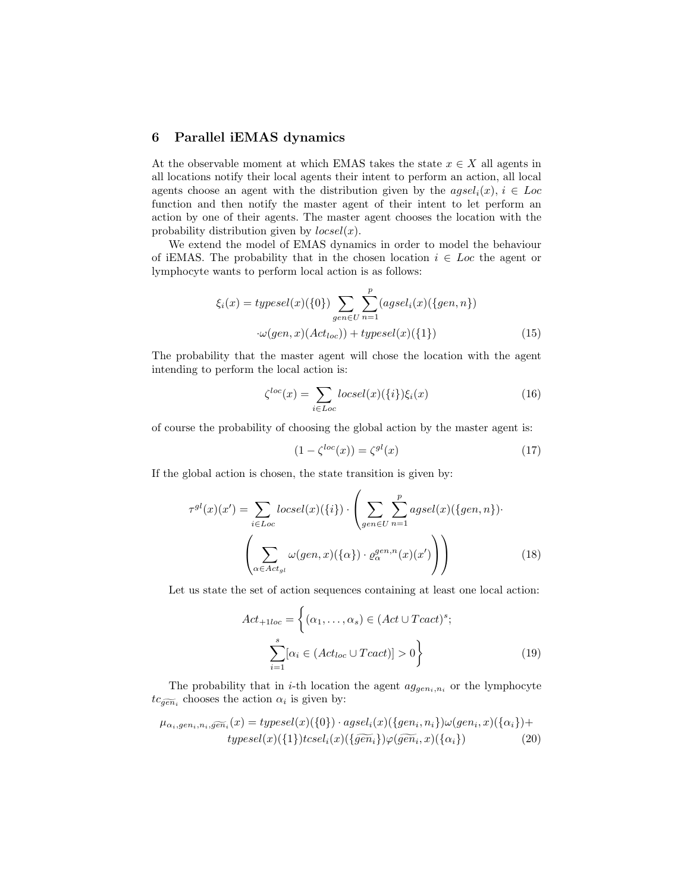## 6 Parallel iEMAS dynamics

At the observable moment at which EMAS takes the state $x \in X$ all agents in all locations notify their local agents their intent to perform an action, all local agents choose an agent with the distribution given by the $agsel_i(x)$, $i \in Loc$ function and then notify the master agent of their intent to let perform an action by one of their agents. The master agent chooses the location with the probability distribution given by $locsel(x)$.

We extend the model of EMAS dynamics in order to model the behaviour of iEMAS. The probability that in the chosen location $i \in Loc$ the agent or lymphocyte wants to perform local action is as follows:

$$\xi_i(x) = typesel(x)(\{0\}) \sum_{gen \in U} \sum_{n=1}^{p} (agsel_i(x)(\{gen, n\}) \cdot \omega(gen, x)(Act_{loc})) + typesel(x)(\{1\}) \tag{15}$$

The probability that the master agent will chose the location with the agent intending to perform the local action is:

$$\zeta^{loc}(x) = \sum_{i \in Loc} locsel(x)(\{i\}) \xi_i(x) \tag{16}$$

of course the probability of choosing the global action by the master agent is:

$$(1 - \zeta^{loc}(x)) = \zeta^{gl}(x) \tag{17}$$

If the global action is chosen, the state transition is given by:

$$\tau^{gl}(x)(x') = \sum_{i \in Loc} locsel(x)(\{i\}) \cdot \left( \sum_{gen \in U} \sum_{n=1}^{p} agsel(x)(\{gen, n\}) \cdot \left( \sum_{\alpha \in Act_{gl}} \omega(gen, x)(\{\alpha\}) \cdot \varrho_{\alpha}^{gen,n}(x)(x') \right) \right) \tag{18}$$

Let us state the set of action sequences containing at least one local action:

$$Act_{+1loc} = \left\{ (\alpha_1, \ldots, \alpha_s) \in (Act \cup Tcact)^s; \sum_{i=1}^{s} [\alpha_i \in (Act_{loc} \cup Tcact)] > 0 \right\} \tag{19}$$

The probability that in $i$-th location the agent $ag_{gen_i, n_i}$ or the lymphocyte $tc_{\widetilde{gen}_i}$ chooses the action $\alpha_i$ is given by:

$$\mu_{\alpha_i, gen_i, n_i, \widetilde{gen}_i}(x) = typesel(x)(\{0\}) \cdot agsel_i(x)(\{gen_i, n_i\}) \omega(gen_i, x)(\{\alpha_i\}) + typesel(x)(\{1\}) tcsel_i(x)(\{\widetilde{gen}_i\}) \varphi(\widetilde{gen}_i, x)(\{\alpha_i\}) \tag{20}$$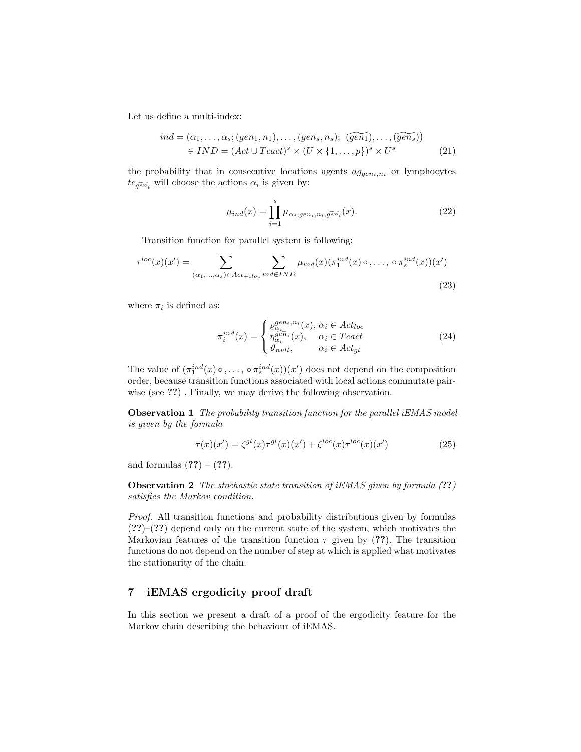Let us define a multi-index:

$$
\begin{aligned}
ind &= (\alpha_1, \ldots, \alpha_s; (gen_1, n_1), \ldots, (gen_s, n_s);\ (\widetilde{gen_1}), \ldots, (\widetilde{gen_s})) \\
&\in IND = (Act \cup Tcact)^s \times (U \times \{1, \ldots, p\})^s \times U^s
\end{aligned} \tag{21}
$$

the probability that in consecutive locations agents $ag_{gen_i, n_i}$ or lymphocytes $tc_{\widetilde{gen_i}}$ will choose the actions $\alpha_i$ is given by:

$$
\mu_{ind}(x) = \prod_{i=1}^{s} \mu_{\alpha_i, gen_i, n_i, \widetilde{gen_i}}(x). \tag{22}
$$

Transition function for parallel system is following:

$$
\tau^{loc}(x)(x') = \sum_{(\alpha_1, \ldots, \alpha_s) \in Act_{+1loc}} \sum_{ind \in IND} \mu_{ind}(x)(\pi_1^{ind}(x) \circ, \ldots, \circ \pi_s^{ind}(x))(x') \tag{23}
$$

where $\pi_i$ is defined as:

$$
\pi_i^{ind}(x) = \begin{cases} \varrho_{\alpha_i}^{gen_i, n_i}(x), & \alpha_i \in Act_{loc} \\ \eta_{\alpha_i}^{\widetilde{gen}_i}(x), & \alpha_i \in Tcact \\ \vartheta_{null}, & \alpha_i \in Act_{gl} \end{cases} \tag{24}
$$

The value of $(\pi_1^{ind}(x) \circ, \ldots, \circ \pi_s^{ind}(x))(x')$ does not depend on the composition order, because transition functions associated with local actions commutate pairwise (see **??**) . Finally, we may derive the following observation.

**Observation 1** *The probability transition function for the parallel iEMAS model is given by the formula*

$$
\tau(x)(x') = \zeta^{gl}(x)\tau^{gl}(x)(x') + \zeta^{loc}(x)\tau^{loc}(x)(x') \tag{25}
$$

and formulas (**??**) – (**??**).

**Observation 2** *The stochastic state transition of iEMAS given by formula (**??**) satisfies the Markov condition.*

*Proof.* All transition functions and probability distributions given by formulas (**??**)–(**??**) depend only on the current state of the system, which motivates the Markovian features of the transition function $\tau$ given by (**??**). The transition functions do not depend on the number of step at which is applied what motivates the stationarity of the chain.

## 7 iEMAS ergodicity proof draft

In this section we present a draft of a proof of the ergodicity feature for the Markov chain describing the behaviour of iEMAS.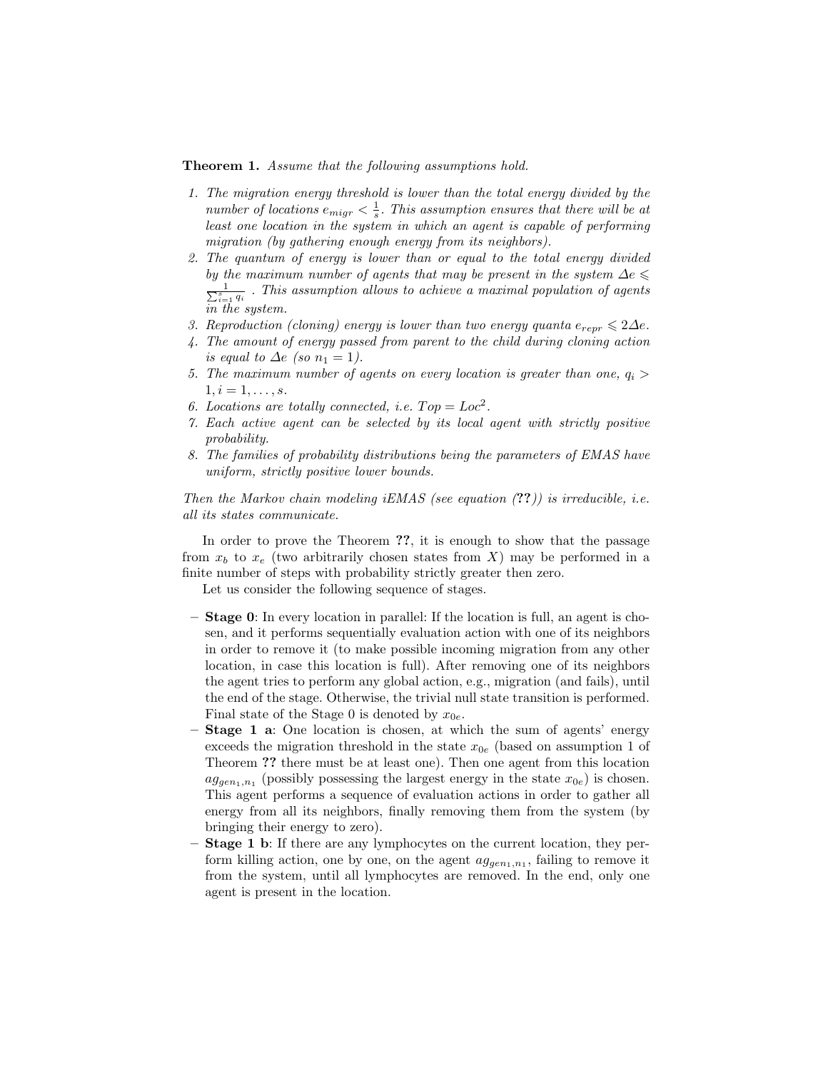**Theorem 1.** *Assume that the following assumptions hold.*

1. *The migration energy threshold is lower than the total energy divided by the number of locations $e_{migr} < \frac{1}{s}$. This assumption ensures that there will be at least one location in the system in which an agent is capable of performing migration (by gathering enough energy from its neighbors).*
2. *The quantum of energy is lower than or equal to the total energy divided by the maximum number of agents that may be present in the system $\Delta e \leqslant \frac{1}{\sum_{i=1}^{s} q_i}$ . This assumption allows to achieve a maximal population of agents in the system.*
3. *Reproduction (cloning) energy is lower than two energy quanta $e_{repr} \leqslant 2\Delta e$.*
4. *The amount of energy passed from parent to the child during cloning action is equal to $\Delta e$ (so $n_1 = 1$).*
5. *The maximum number of agents on every location is greater than one, $q_i > 1, i = 1, \ldots, s$.*
6. *Locations are totally connected, i.e. $Top = Loc^2$.*
7. *Each active agent can be selected by its local agent with strictly positive probability.*
8. *The families of probability distributions being the parameters of EMAS have uniform, strictly positive lower bounds.*

*Then the Markov chain modeling iEMAS (see equation (**??**)) is irreducible, i.e. all its states communicate.*

In order to prove the Theorem **??**, it is enough to show that the passage from $x_b$ to $x_e$ (two arbitrarily chosen states from $X$) may be performed in a finite number of steps with probability strictly greater then zero.

Let us consider the following sequence of stages.

- **Stage 0**: In every location in parallel: If the location is full, an agent is chosen, and it performs sequentially evaluation action with one of its neighbors in order to remove it (to make possible incoming migration from any other location, in case this location is full). After removing one of its neighbors the agent tries to perform any global action, e.g., migration (and fails), until the end of the stage. Otherwise, the trivial null state transition is performed. Final state of the Stage 0 is denoted by $x_{0e}$.
- **Stage 1 a**: One location is chosen, at which the sum of agents' energy exceeds the migration threshold in the state $x_{0e}$ (based on assumption 1 of Theorem **??** there must be at least one). Then one agent from this location $ag_{gen_1,n_1}$ (possibly possessing the largest energy in the state $x_{0e}$) is chosen. This agent performs a sequence of evaluation actions in order to gather all energy from all its neighbors, finally removing them from the system (by bringing their energy to zero).
- **Stage 1 b**: If there are any lymphocytes on the current location, they perform killing action, one by one, on the agent $ag_{gen_1,n_1}$, failing to remove it from the system, until all lymphocytes are removed. In the end, only one agent is present in the location.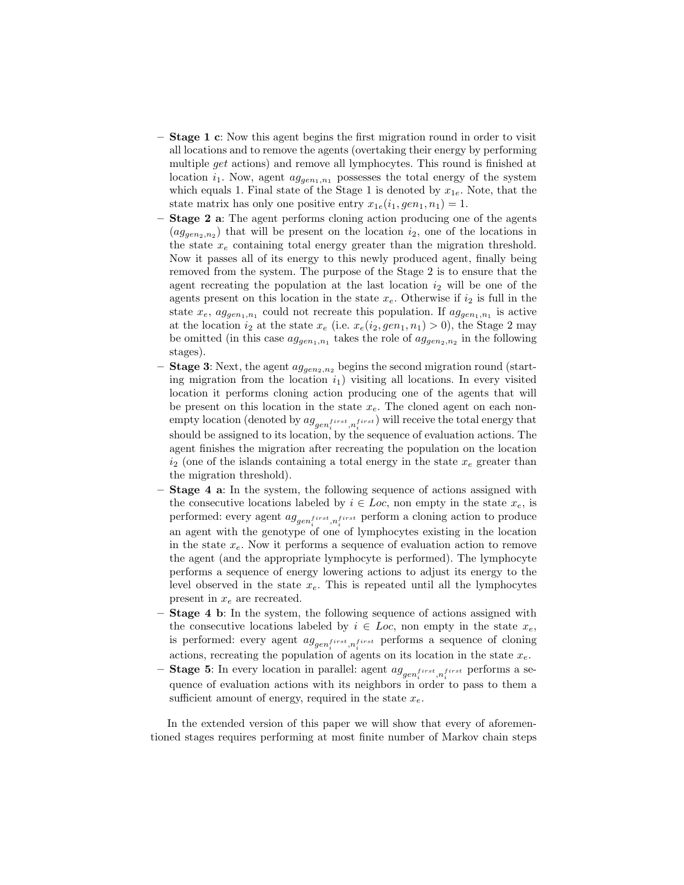- **Stage 1 c**: Now this agent begins the first migration round in order to visit all locations and to remove the agents (overtaking their energy by performing multiple *get* actions) and remove all lymphocytes. This round is finished at location $i_1$. Now, agent $ag_{gen_1,n_1}$ possesses the total energy of the system which equals 1. Final state of the Stage 1 is denoted by $x_{1e}$. Note, that the state matrix has only one positive entry $x_{1e}(i_1, gen_1, n_1) = 1$.
- **Stage 2 a**: The agent performs cloning action producing one of the agents ($ag_{gen_2,n_2}$) that will be present on the location $i_2$, one of the locations in the state $x_e$ containing total energy greater than the migration threshold. Now it passes all of its energy to this newly produced agent, finally being removed from the system. The purpose of the Stage 2 is to ensure that the agent recreating the population at the last location $i_2$ will be one of the agents present on this location in the state $x_e$. Otherwise if $i_2$ is full in the state $x_e$, $ag_{gen_1,n_1}$ could not recreate this population. If $ag_{gen_1,n_1}$ is active at the location $i_2$ at the state $x_e$ (i.e. $x_e(i_2, gen_1, n_1) > 0$), the Stage 2 may be omitted (in this case $ag_{gen_1,n_1}$ takes the role of $ag_{gen_2,n_2}$ in the following stages).
- **Stage 3**: Next, the agent $ag_{gen_2,n_2}$ begins the second migration round (starting migration from the location $i_1$) visiting all locations. In every visited location it performs cloning action producing one of the agents that will be present on this location in the state $x_e$. The cloned agent on each non-empty location (denoted by $ag_{gen_i^{first},n_i^{first}}$) will receive the total energy that should be assigned to its location, by the sequence of evaluation actions. The agent finishes the migration after recreating the population on the location $i_2$ (one of the islands containing a total energy in the state $x_e$ greater than the migration threshold).
- **Stage 4 a**: In the system, the following sequence of actions assigned with the consecutive locations labeled by $i \in Loc$, non empty in the state $x_e$, is performed: every agent $ag_{gen_i^{first},n_i^{first}}$ perform a cloning action to produce an agent with the genotype of one of lymphocytes existing in the location in the state $x_e$. Now it performs a sequence of evaluation action to remove the agent (and the appropriate lymphocyte is performed). The lymphocyte performs a sequence of energy lowering actions to adjust its energy to the level observed in the state $x_e$. This is repeated until all the lymphocytes present in $x_e$ are recreated.
- **Stage 4 b**: In the system, the following sequence of actions assigned with the consecutive locations labeled by $i \in Loc$, non empty in the state $x_e$, is performed: every agent $ag_{gen_i^{first},n_i^{first}}$ performs a sequence of cloning actions, recreating the population of agents on its location in the state $x_e$.
- **Stage 5**: In every location in parallel: agent $ag_{gen_i^{first},n_i^{first}}$ performs a sequence of evaluation actions with its neighbors in order to pass to them a sufficient amount of energy, required in the state $x_e$.

In the extended version of this paper we will show that every of aforementioned stages requires performing at most finite number of Markov chain steps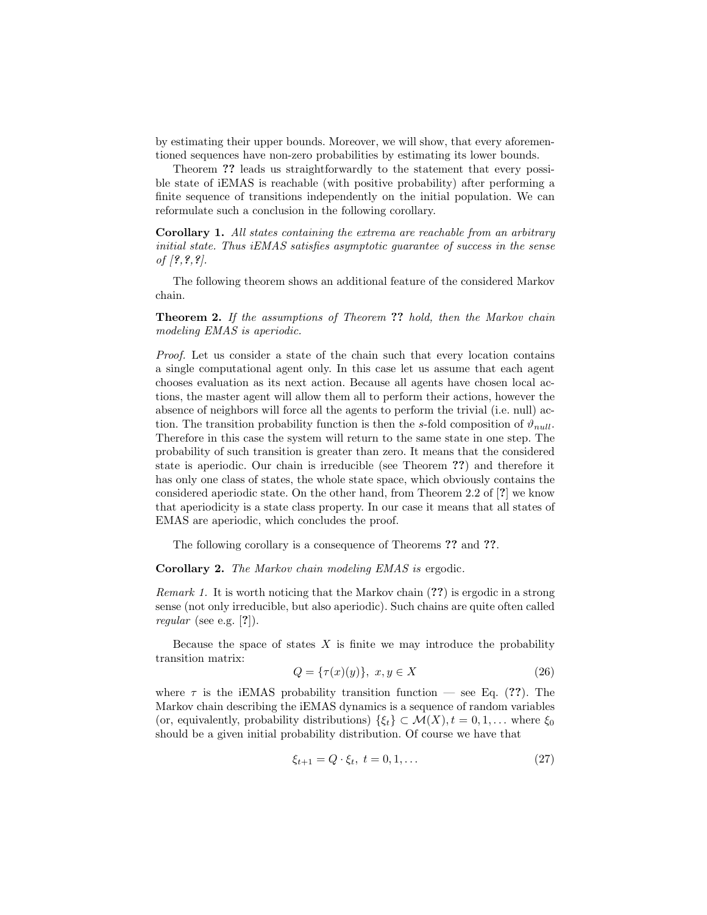by estimating their upper bounds. Moreover, we will show, that every aforementioned sequences have non-zero probabilities by estimating its lower bounds.

Theorem **??** leads us straightforwardly to the statement that every possible state of iEMAS is reachable (with positive probability) after performing a finite sequence of transitions independently on the initial population. We can reformulate such a conclusion in the following corollary.

**Corollary 1.** *All states containing the extrema are reachable from an arbitrary initial state. Thus iEMAS satisfies asymptotic guarantee of success in the sense of [?, ?, ?].*

The following theorem shows an additional feature of the considered Markov chain.

**Theorem 2.** *If the assumptions of Theorem* **??** *hold, then the Markov chain modeling EMAS is aperiodic.*

*Proof.* Let us consider a state of the chain such that every location contains a single computational agent only. In this case let us assume that each agent chooses evaluation as its next action. Because all agents have chosen local actions, the master agent will allow them all to perform their actions, however the absence of neighbors will force all the agents to perform the trivial (i.e. null) action. The transition probability function is then the $s$-fold composition of $\vartheta_{null}$. Therefore in this case the system will return to the same state in one step. The probability of such transition is greater than zero. It means that the considered state is aperiodic. Our chain is irreducible (see Theorem **??**) and therefore it has only one class of states, the whole state space, which obviously contains the considered aperiodic state. On the other hand, from Theorem 2.2 of [**?**] we know that aperiodicity is a state class property. In our case it means that all states of EMAS are aperiodic, which concludes the proof.

The following corollary is a consequence of Theorems **??** and **??**.

**Corollary 2.** *The Markov chain modeling EMAS is* ergodic.

*Remark 1.* It is worth noticing that the Markov chain (**??**) is ergodic in a strong sense (not only irreducible, but also aperiodic). Such chains are quite often called *regular* (see e.g. [**?**]).

Because the space of states $X$ is finite we may introduce the probability transition matrix:

$$Q = \{\tau(x)(y)\}, \ x, y \in X \tag{26}$$

where $\tau$ is the iEMAS probability transition function — see Eq. (**??**). The Markov chain describing the iEMAS dynamics is a sequence of random variables (or, equivalently, probability distributions) $\{\xi_t\} \subset \mathcal{M}(X), t = 0, 1, \ldots$ where $\xi_0$ should be a given initial probability distribution. Of course we have that

$$\xi_{t+1} = Q \cdot \xi_t, \ t = 0, 1, \ldots \tag{27}$$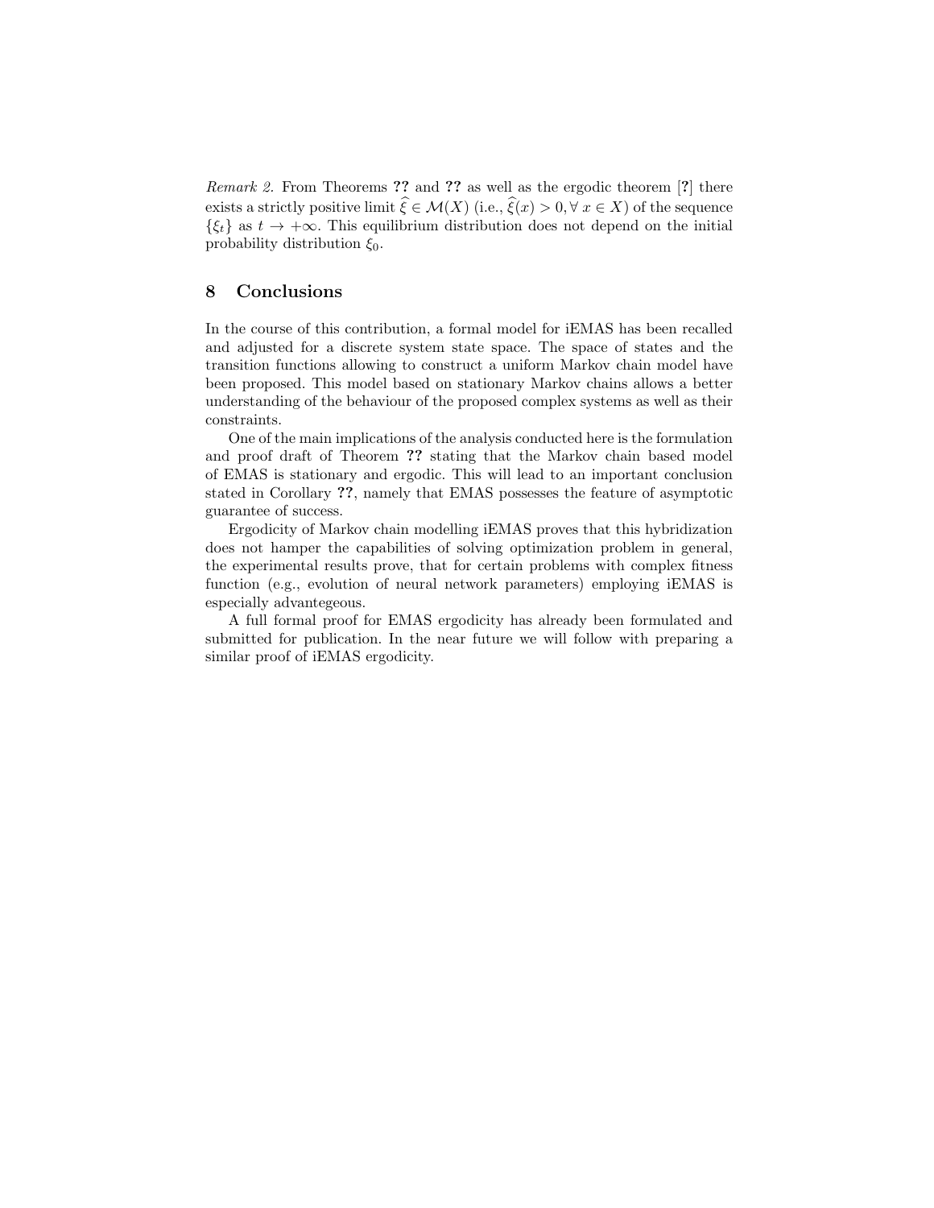*Remark 2.* From Theorems **??** and **??** as well as the ergodic theorem [**?**] there exists a strictly positive limit $\widehat{\xi} \in \mathcal{M}(X)$ (i.e., $\widehat{\xi}(x) > 0, \forall\, x \in X$) of the sequence $\{\xi_t\}$ as $t \to +\infty$. This equilibrium distribution does not depend on the initial probability distribution $\xi_0$.

## 8 Conclusions

In the course of this contribution, a formal model for iEMAS has been recalled and adjusted for a discrete system state space. The space of states and the transition functions allowing to construct a uniform Markov chain model have been proposed. This model based on stationary Markov chains allows a better understanding of the behaviour of the proposed complex systems as well as their constraints.

One of the main implications of the analysis conducted here is the formulation and proof draft of Theorem **??** stating that the Markov chain based model of EMAS is stationary and ergodic. This will lead to an important conclusion stated in Corollary **??**, namely that EMAS possesses the feature of asymptotic guarantee of success.

Ergodicity of Markov chain modelling iEMAS proves that this hybridization does not hamper the capabilities of solving optimization problem in general, the experimental results prove, that for certain problems with complex fitness function (e.g., evolution of neural network parameters) employing iEMAS is especially advantegeous.

A full formal proof for EMAS ergodicity has already been formulated and submitted for publication. In the near future we will follow with preparing a similar proof of iEMAS ergodicity.